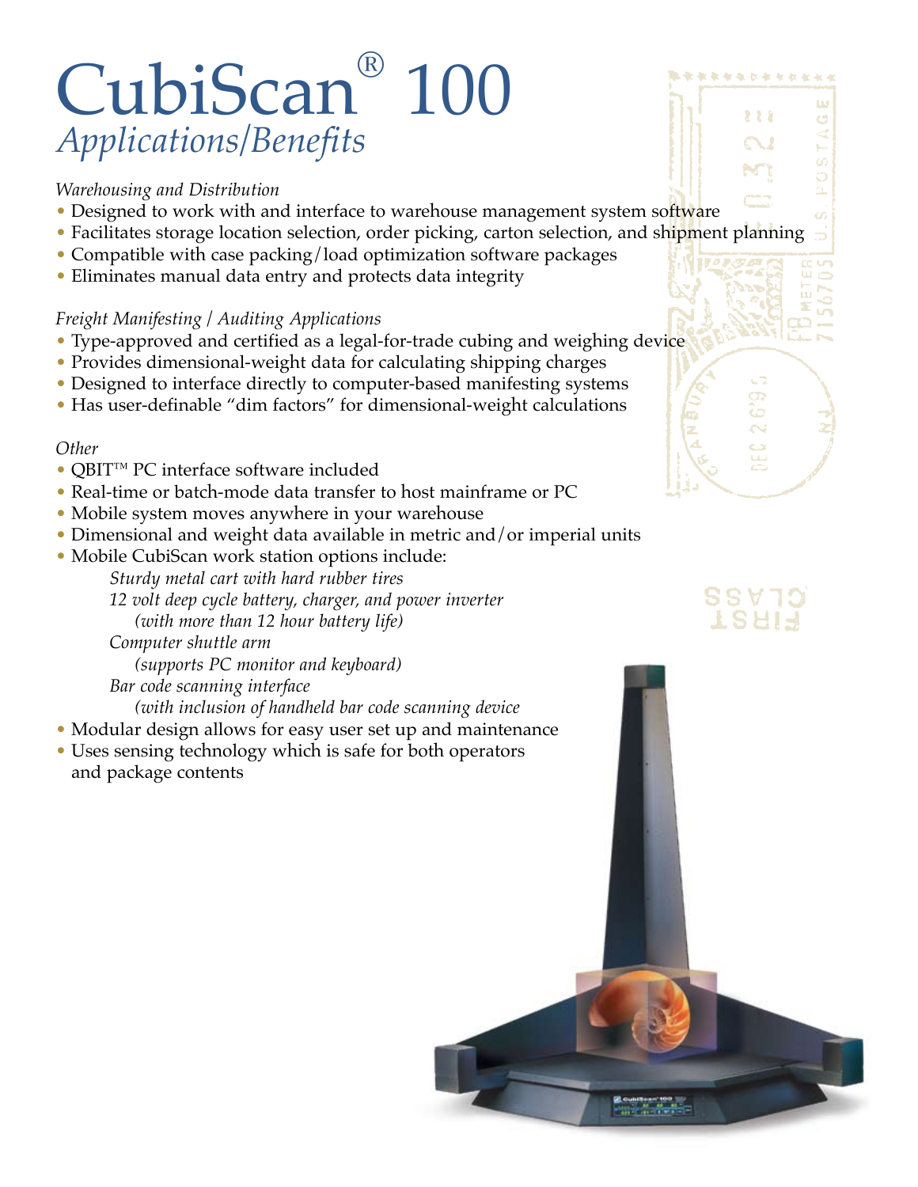# CubiScan® 100

## *Applications/Benefits*

*Warehousing and Distribution*

- Designed to work with and interface to warehouse management system software
- Facilitates storage location selection, order picking, carton selection, and shipment planning
- Compatible with case packing/load optimization software packages
- Eliminates manual data entry and protects data integrity

*Freight Manifesting / Auditing Applications*

- Type-approved and certified as a legal-for-trade cubing and weighing device
- Provides dimensional-weight data for calculating shipping charges
- Designed to interface directly to computer-based manifesting systems
- Has user-definable "dim factors" for dimensional-weight calculations

*Other*

- QBIT™ PC interface software included
- Real-time or batch-mode data transfer to host mainframe or PC
- Mobile system moves anywhere in your warehouse
- Dimensional and weight data available in metric and/or imperial units
- Mobile CubiScan work station options include:
  - *Sturdy metal cart with hard rubber tires*
  - *12 volt deep cycle battery, charger, and power inverter (with more than 12 hour battery life)*
  - *Computer shuttle arm (supports PC monitor and keyboard)*
  - *Bar code scanning interface (with inclusion of handheld bar code scanning device*
- Modular design allows for easy user set up and maintenance
- Uses sensing technology which is safe for both operators and package contents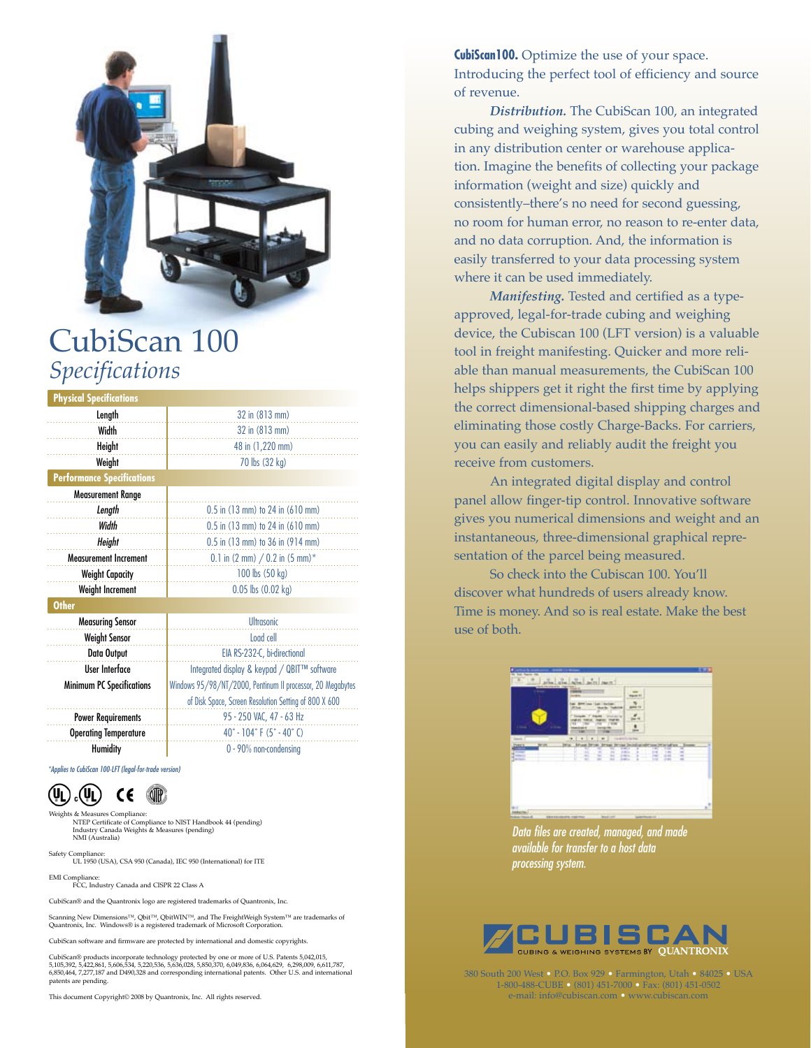# CubiScan 100

## *Specifications*

| | |
|---|---|
| **Physical Specifications** | |
| Length | 32 in (813 mm) |
| Width | 32 in (813 mm) |
| Height | 48 in (1,220 mm) |
| Weight | 70 lbs (32 kg) |
| **Performance Specifications** | |
| Measurement Range | |
| *Length* | 0.5 in (13 mm) to 24 in (610 mm) |
| *Width* | 0.5 in (13 mm) to 24 in (610 mm) |
| *Height* | 0.5 in (13 mm) to 36 in (914 mm) |
| Measurement Increment | 0.1 in (2 mm) / 0.2 in (5 mm)* |
| Weight Capacity | 100 lbs (50 kg) |
| Weight Increment | 0.05 lbs (0.02 kg) |
| **Other** | |
| Measuring Sensor | Ultrasonic |
| Weight Sensor | Load cell |
| Data Output | EIA RS-232-C, bi-directional |
| User Interface | Integrated display & keypad / QBIT™ software |
| Minimum PC Specifications | Windows 95/98/NT/2000, Pentium II processor, 20 Megabytes of Disk Space, Screen Resolution Setting of 800 X 600 |
| Power Requirements | 95 - 250 VAC, 47 - 63 Hz |
| Operating Temperature | 40˚ - 104˚ F (5˚ - 40˚ C) |
| Humidity | 0 - 90% non-condensing |

*\*Applies to CubiScan 100-LFT (legal-for-trade version)*

Weights & Measures Compliance:
NTEP Certificate of Compliance to NIST Handbook 44 (pending)
Industry Canada Weights & Measures (pending)
NMI (Australia)

Safety Compliance:
UL 1950 (USA), CSA 950 (Canada), IEC 950 (International) for ITE

EMI Compliance:
FCC, Industry Canada and CISPR 22 Class A

CubiScan® and the Quantronix logo are registered trademarks of Quantronix, Inc.

Scanning New Dimensions™, Qbit™, QbitWIN™, and The FreightWeigh System™ are trademarks of Quantronix, Inc. Windows® is a registered trademark of Microsoft Corporation.

CubiScan software and firmware are protected by international and domestic copyrights.

CubiScan® products incorporate technology protected by one or more of U.S. Patents 5,042,015, 5,105,392, 5,422,861, 5,606,534, 5,220,536, 5,636,028, 5,850,370, 6,049,836, 6,064,629, 6,298,009, 6,611,787, 6,850,464, 7,277,187 and D490,328 and corresponding international patents. Other U.S. and international patents are pending.

This document Copyright© 2008 by Quantronix, Inc. All rights reserved.

**CubiScan100.** Optimize the use of your space. Introducing the perfect tool of efficiency and source of revenue.

***Distribution.*** The CubiScan 100, an integrated cubing and weighing system, gives you total control in any distribution center or warehouse application. Imagine the benefits of collecting your package information (weight and size) quickly and consistently–there's no need for second guessing, no room for human error, no reason to re-enter data, and no data corruption. And, the information is easily transferred to your data processing system where it can be used immediately.

***Manifesting.*** Tested and certified as a type-approved, legal-for-trade cubing and weighing device, the Cubiscan 100 (LFT version) is a valuable tool in freight manifesting. Quicker and more reliable than manual measurements, the CubiScan 100 helps shippers get it right the first time by applying the correct dimensional-based shipping charges and eliminating those costly Charge-Backs. For carriers, you can easily and reliably audit the freight you receive from customers.

An integrated digital display and control panel allow finger-tip control. Innovative software gives you numerical dimensions and weight and an instantaneous, three-dimensional graphical representation of the parcel being measured.

So check into the Cubiscan 100. You'll discover what hundreds of users already know. Time is money. And so is real estate. Make the best use of both.

*Data files are created, managed, and made available for transfer to a host data processing system.*

CUBISCAN
CUBING & WEIGHING SYSTEMS BY QUANTRONIX

380 South 200 West • P.O. Box 929 • Farmington, Utah • 84025 • USA
1-800-488-CUBE • (801) 451-7000 • Fax: (801) 451-0502
e-mail: info@cubiscan.com • www.cubiscan.com